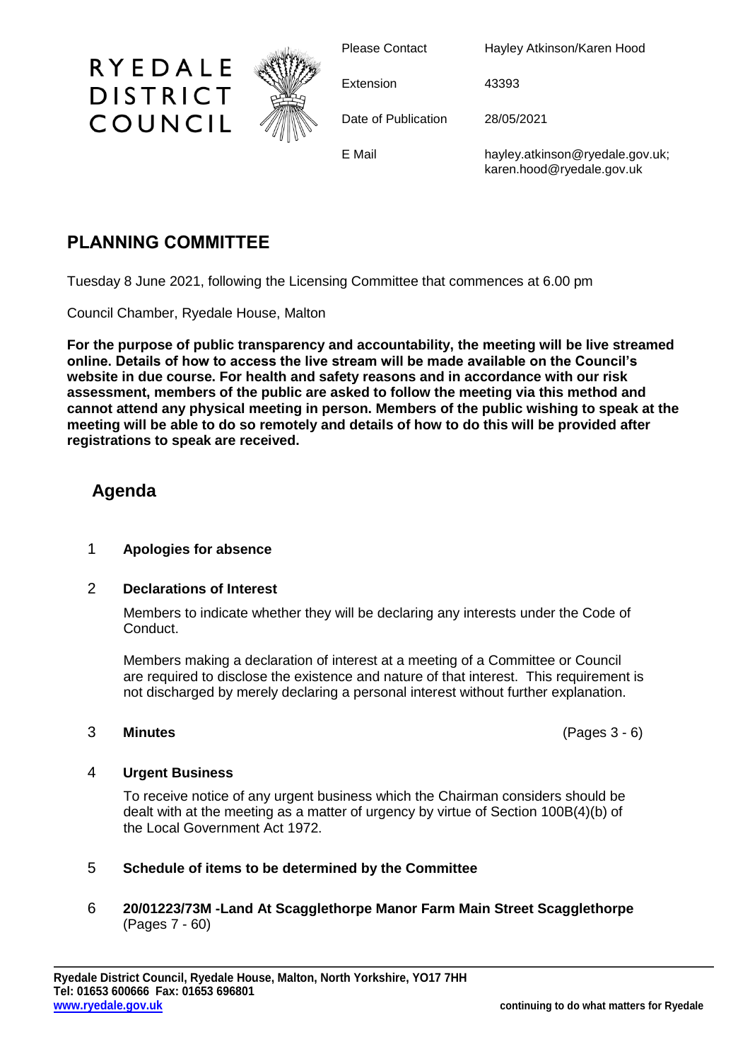RYEDALE DISTRICT COUNCIL

| | |
|---|---|
| Please Contact | Hayley Atkinson/Karen Hood |
| Extension | 43393 |
| Date of Publication | 28/05/2021 |
| E Mail | hayley.atkinson@ryedale.gov.uk; karen.hood@ryedale.gov.uk |

# PLANNING COMMITTEE

Tuesday 8 June 2021, following the Licensing Committee that commences at 6.00 pm

Council Chamber, Ryedale House, Malton

**For the purpose of public transparency and accountability, the meeting will be live streamed online. Details of how to access the live stream will be made available on the Council's website in due course. For health and safety reasons and in accordance with our risk assessment, members of the public are asked to follow the meeting via this method and cannot attend any physical meeting in person. Members of the public wishing to speak at the meeting will be able to do so remotely and details of how to do this will be provided after registrations to speak are received.**

## Agenda

1 **Apologies for absence**

2 **Declarations of Interest**

Members to indicate whether they will be declaring any interests under the Code of Conduct.

Members making a declaration of interest at a meeting of a Committee or Council are required to disclose the existence and nature of that interest. This requirement is not discharged by merely declaring a personal interest without further explanation.

3 **Minutes** (Pages 3 - 6)

4 **Urgent Business**

To receive notice of any urgent business which the Chairman considers should be dealt with at the meeting as a matter of urgency by virtue of Section 100B(4)(b) of the Local Government Act 1972.

5 **Schedule of items to be determined by the Committee**

6 **20/01223/73M -Land At Scagglethorpe Manor Farm Main Street Scagglethorpe** (Pages 7 - 60)

**Ryedale District Council, Ryedale House, Malton, North Yorkshire, YO17 7HH**
**Tel: 01653 600666 Fax: 01653 696801**
**www.ryedale.gov.uk**

**continuing to do what matters for Ryedale**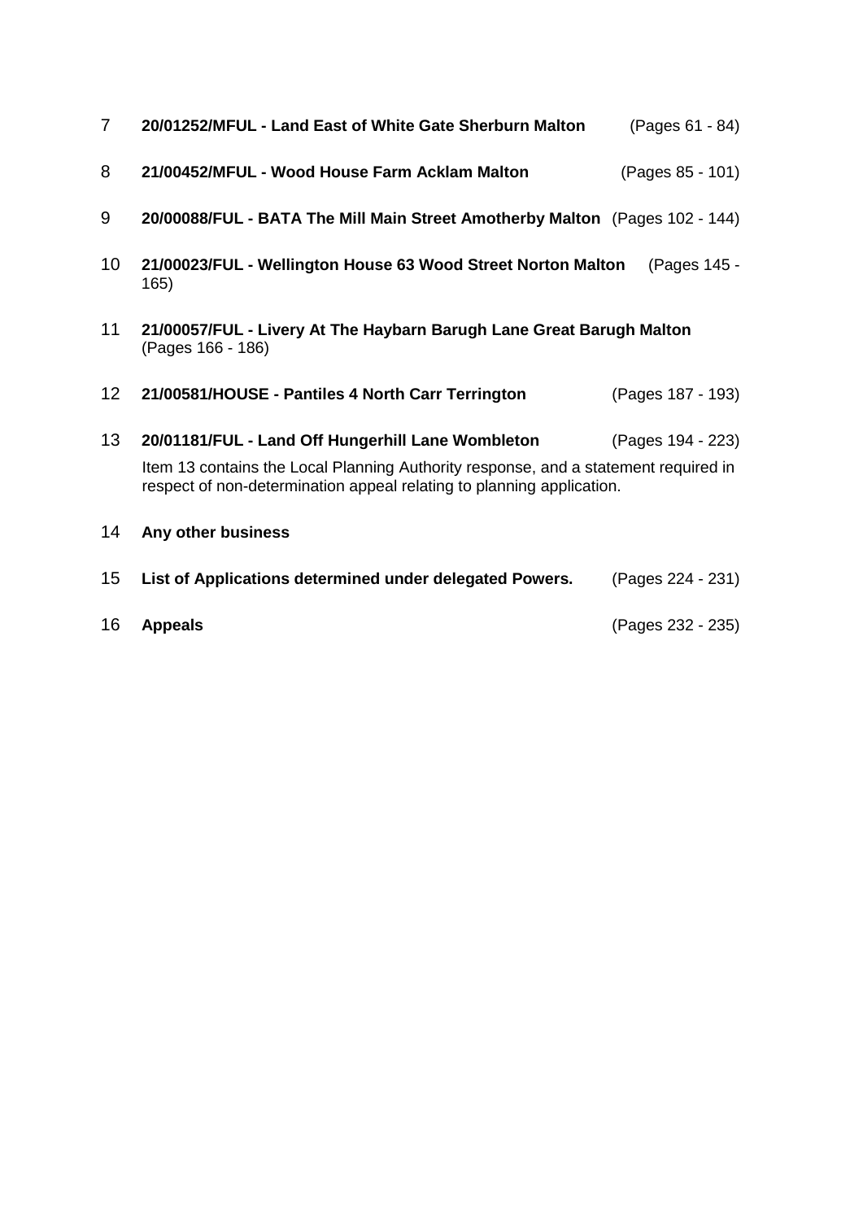7 **20/01252/MFUL - Land East of White Gate Sherburn Malton** (Pages 61 - 84)

8 **21/00452/MFUL - Wood House Farm Acklam Malton** (Pages 85 - 101)

9 **20/00088/FUL - BATA The Mill Main Street Amotherby Malton** (Pages 102 - 144)

10 **21/00023/FUL - Wellington House 63 Wood Street Norton Malton** (Pages 145 - 165)

11 **21/00057/FUL - Livery At The Haybarn Barugh Lane Great Barugh Malton** (Pages 166 - 186)

12 **21/00581/HOUSE - Pantiles 4 North Carr Terrington** (Pages 187 - 193)

13 **20/01181/FUL - Land Off Hungerhill Lane Wombleton** (Pages 194 - 223)

Item 13 contains the Local Planning Authority response, and a statement required in respect of non-determination appeal relating to planning application.

14 **Any other business**

15 **List of Applications determined under delegated Powers.** (Pages 224 - 231)

16 **Appeals** (Pages 232 - 235)